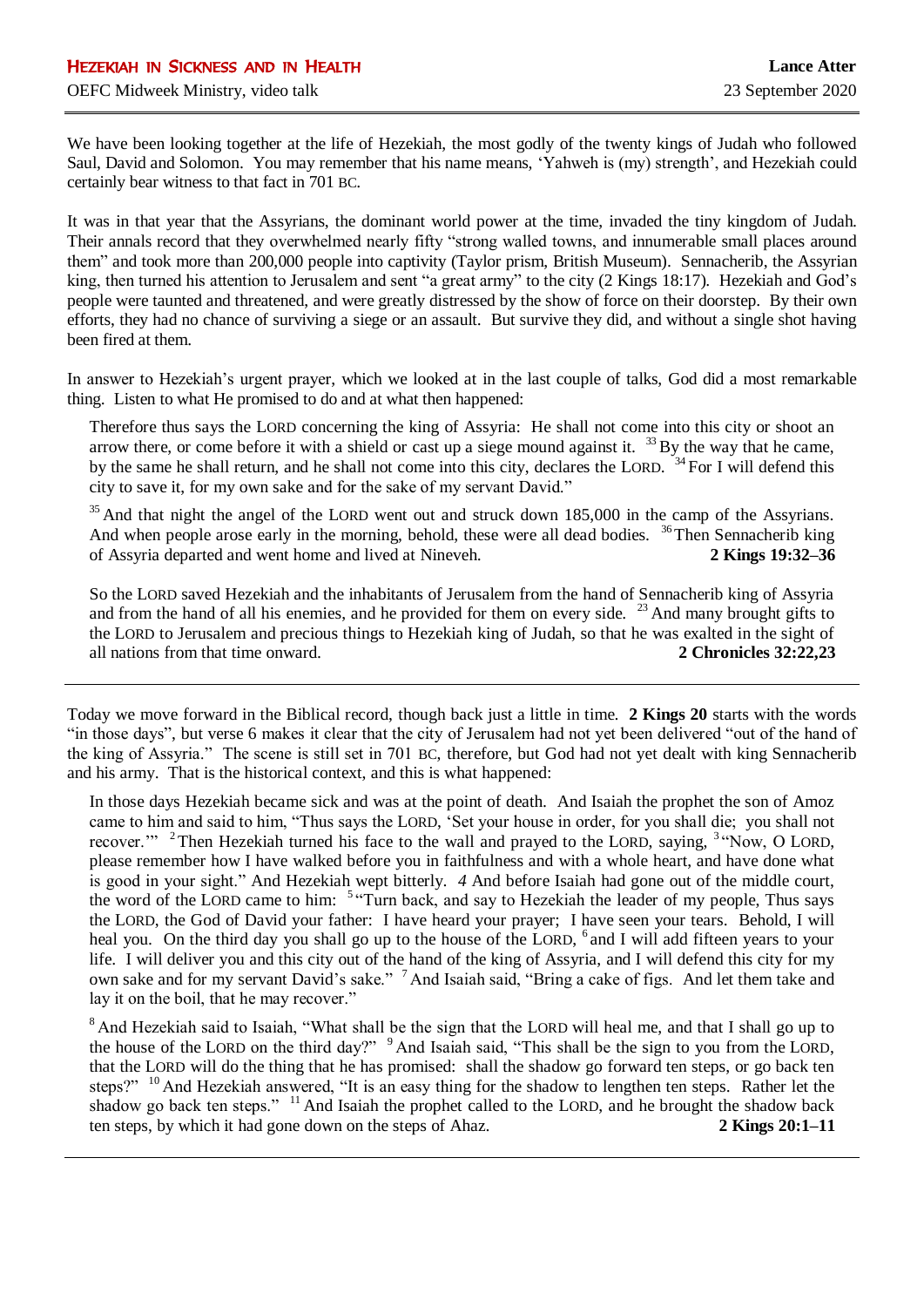# Hezekiah in Sickness and in Health

OEFC Midweek Ministry, video talk

**Lance Atter**

23 September 2020

---

We have been looking together at the life of Hezekiah, the most godly of the twenty kings of Judah who followed Saul, David and Solomon. You may remember that his name means, 'Yahweh is (my) strength', and Hezekiah could certainly bear witness to that fact in 701 BC.

It was in that year that the Assyrians, the dominant world power at the time, invaded the tiny kingdom of Judah. Their annals record that they overwhelmed nearly fifty "strong walled towns, and innumerable small places around them" and took more than 200,000 people into captivity (Taylor prism, British Museum). Sennacherib, the Assyrian king, then turned his attention to Jerusalem and sent "a great army" to the city (2 Kings 18:17). Hezekiah and God's people were taunted and threatened, and were greatly distressed by the show of force on their doorstep. By their own efforts, they had no chance of surviving a siege or an assault. But survive they did, and without a single shot having been fired at them.

In answer to Hezekiah's urgent prayer, which we looked at in the last couple of talks, God did a most remarkable thing. Listen to what He promised to do and at what then happened:

> Therefore thus says the LORD concerning the king of Assyria: He shall not come into this city or shoot an arrow there, or come before it with a shield or cast up a siege mound against it. [33] By the way that he came, by the same he shall return, and he shall not come into this city, declares the LORD. [34] For I will defend this city to save it, for my own sake and for the sake of my servant David."
>
> [35] And that night the angel of the LORD went out and struck down 185,000 in the camp of the Assyrians. And when people arose early in the morning, behold, these were all dead bodies. [36] Then Sennacherib king of Assyria departed and went home and lived at Nineveh. **2 Kings 19:32–36**
>
> So the LORD saved Hezekiah and the inhabitants of Jerusalem from the hand of Sennacherib king of Assyria and from the hand of all his enemies, and he provided for them on every side. [23] And many brought gifts to the LORD to Jerusalem and precious things to Hezekiah king of Judah, so that he was exalted in the sight of all nations from that time onward. **2 Chronicles 32:22,23**

---

Today we move forward in the Biblical record, though back just a little in time. **2 Kings 20** starts with the words "in those days", but verse 6 makes it clear that the city of Jerusalem had not yet been delivered "out of the hand of the king of Assyria." The scene is still set in 701 BC, therefore, but God had not yet dealt with king Sennacherib and his army. That is the historical context, and this is what happened:

> In those days Hezekiah became sick and was at the point of death. And Isaiah the prophet the son of Amoz came to him and said to him, "Thus says the LORD, 'Set your house in order, for you shall die; you shall not recover.'" [2] Then Hezekiah turned his face to the wall and prayed to the LORD, saying, [3] "Now, O LORD, please remember how I have walked before you in faithfulness and with a whole heart, and have done what is good in your sight." And Hezekiah wept bitterly. *4* And before Isaiah had gone out of the middle court, the word of the LORD came to him: [5] "Turn back, and say to Hezekiah the leader of my people, Thus says the LORD, the God of David your father: I have heard your prayer; I have seen your tears. Behold, I will heal you. On the third day you shall go up to the house of the LORD, [6] and I will add fifteen years to your life. I will deliver you and this city out of the hand of the king of Assyria, and I will defend this city for my own sake and for my servant David's sake." [7] And Isaiah said, "Bring a cake of figs. And let them take and lay it on the boil, that he may recover."
>
> [8] And Hezekiah said to Isaiah, "What shall be the sign that the LORD will heal me, and that I shall go up to the house of the LORD on the third day?" [9] And Isaiah said, "This shall be the sign to you from the LORD, that the LORD will do the thing that he has promised: shall the shadow go forward ten steps, or go back ten steps?" [10] And Hezekiah answered, "It is an easy thing for the shadow to lengthen ten steps. Rather let the shadow go back ten steps." [11] And Isaiah the prophet called to the LORD, and he brought the shadow back ten steps, by which it had gone down on the steps of Ahaz. **2 Kings 20:1–11**

---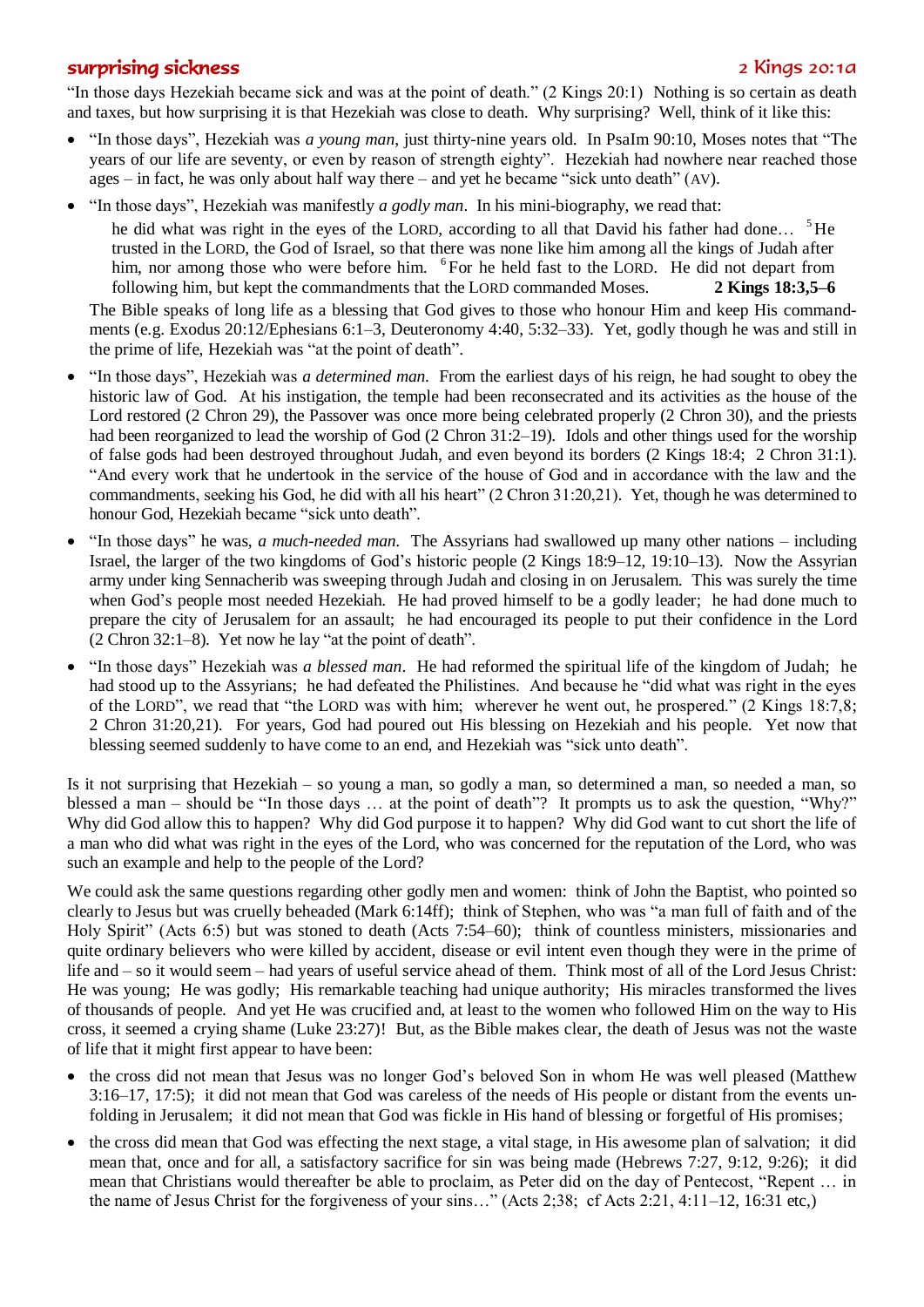## surprising sickness

2 Kings 20:1a

"In those days Hezekiah became sick and was at the point of death." (2 Kings 20:1) Nothing is so certain as death and taxes, but how surprising it is that Hezekiah was close to death. Why surprising? Well, think of it like this:

- "In those days", Hezekiah was *a young man*, just thirty-nine years old. In PsaIm 90:10, Moses notes that "The years of our life are seventy, or even by reason of strength eighty". Hezekiah had nowhere near reached those ages – in fact, he was only about half way there – and yet he became "sick unto death" (AV).
- "In those days", Hezekiah was manifestly *a godly man*. In his mini-biography, we read that:

  > he did what was right in the eyes of the LORD, according to all that David his father had done… [5] He trusted in the LORD, the God of Israel, so that there was none like him among all the kings of Judah after him, nor among those who were before him. [6] For he held fast to the LORD. He did not depart from following him, but kept the commandments that the LORD commanded Moses. **2 Kings 18:3,5–6**

  The Bible speaks of long life as a blessing that God gives to those who honour Him and keep His commandments (e.g. Exodus 20:12/Ephesians 6:1–3, Deuteronomy 4:40, 5:32–33). Yet, godly though he was and still in the prime of life, Hezekiah was "at the point of death".
- "In those days", Hezekiah was *a determined man*. From the earliest days of his reign, he had sought to obey the historic law of God. At his instigation, the temple had been reconsecrated and its activities as the house of the Lord restored (2 Chron 29), the Passover was once more being celebrated properly (2 Chron 30), and the priests had been reorganized to lead the worship of God (2 Chron 31:2–19). Idols and other things used for the worship of false gods had been destroyed throughout Judah, and even beyond its borders (2 Kings 18:4; 2 Chron 31:1). "And every work that he undertook in the service of the house of God and in accordance with the law and the commandments, seeking his God, he did with all his heart" (2 Chron 31:20,21). Yet, though he was determined to honour God, Hezekiah became "sick unto death".
- "In those days" he was, *a much-needed man*. The Assyrians had swallowed up many other nations – including Israel, the larger of the two kingdoms of God's historic people (2 Kings 18:9–12, 19:10–13). Now the Assyrian army under king Sennacherib was sweeping through Judah and closing in on Jerusalem. This was surely the time when God's people most needed Hezekiah. He had proved himself to be a godly leader; he had done much to prepare the city of Jerusalem for an assault; he had encouraged its people to put their confidence in the Lord (2 Chron 32:1–8). Yet now he lay "at the point of death".
- "In those days" Hezekiah was *a blessed man*. He had reformed the spiritual life of the kingdom of Judah; he had stood up to the Assyrians; he had defeated the Philistines. And because he "did what was right in the eyes of the LORD", we read that "the LORD was with him; wherever he went out, he prospered." (2 Kings 18:7,8; 2 Chron 31:20,21). For years, God had poured out His blessing on Hezekiah and his people. Yet now that blessing seemed suddenly to have come to an end, and Hezekiah was "sick unto death".

Is it not surprising that Hezekiah – so young a man, so godly a man, so determined a man, so needed a man, so blessed a man – should be "In those days … at the point of death"? It prompts us to ask the question, "Why?" Why did God allow this to happen? Why did God purpose it to happen? Why did God want to cut short the life of a man who did what was right in the eyes of the Lord, who was concerned for the reputation of the Lord, who was such an example and help to the people of the Lord?

We could ask the same questions regarding other godly men and women: think of John the Baptist, who pointed so clearly to Jesus but was cruelly beheaded (Mark 6:14ff); think of Stephen, who was "a man full of faith and of the Holy Spirit" (Acts 6:5) but was stoned to death (Acts 7:54–60); think of countless ministers, missionaries and quite ordinary believers who were killed by accident, disease or evil intent even though they were in the prime of life and – so it would seem – had years of useful service ahead of them. Think most of all of the Lord Jesus Christ: He was young; He was godly; His remarkable teaching had unique authority; His miracles transformed the lives of thousands of people. And yet He was crucified and, at least to the women who followed Him on the way to His cross, it seemed a crying shame (Luke 23:27)! But, as the Bible makes clear, the death of Jesus was not the waste of life that it might first appear to have been:

- the cross did not mean that Jesus was no longer God's beloved Son in whom He was well pleased (Matthew 3:16–17, 17:5); it did not mean that God was careless of the needs of His people or distant from the events unfolding in Jerusalem; it did not mean that God was fickle in His hand of blessing or forgetful of His promises;
- the cross did mean that God was effecting the next stage, a vital stage, in His awesome plan of salvation; it did mean that, once and for all, a satisfactory sacrifice for sin was being made (Hebrews 7:27, 9:12, 9:26); it did mean that Christians would thereafter be able to proclaim, as Peter did on the day of Pentecost, "Repent … in the name of Jesus Christ for the forgiveness of your sins…" (Acts 2;38; cf Acts 2:21, 4:11–12, 16:31 etc,)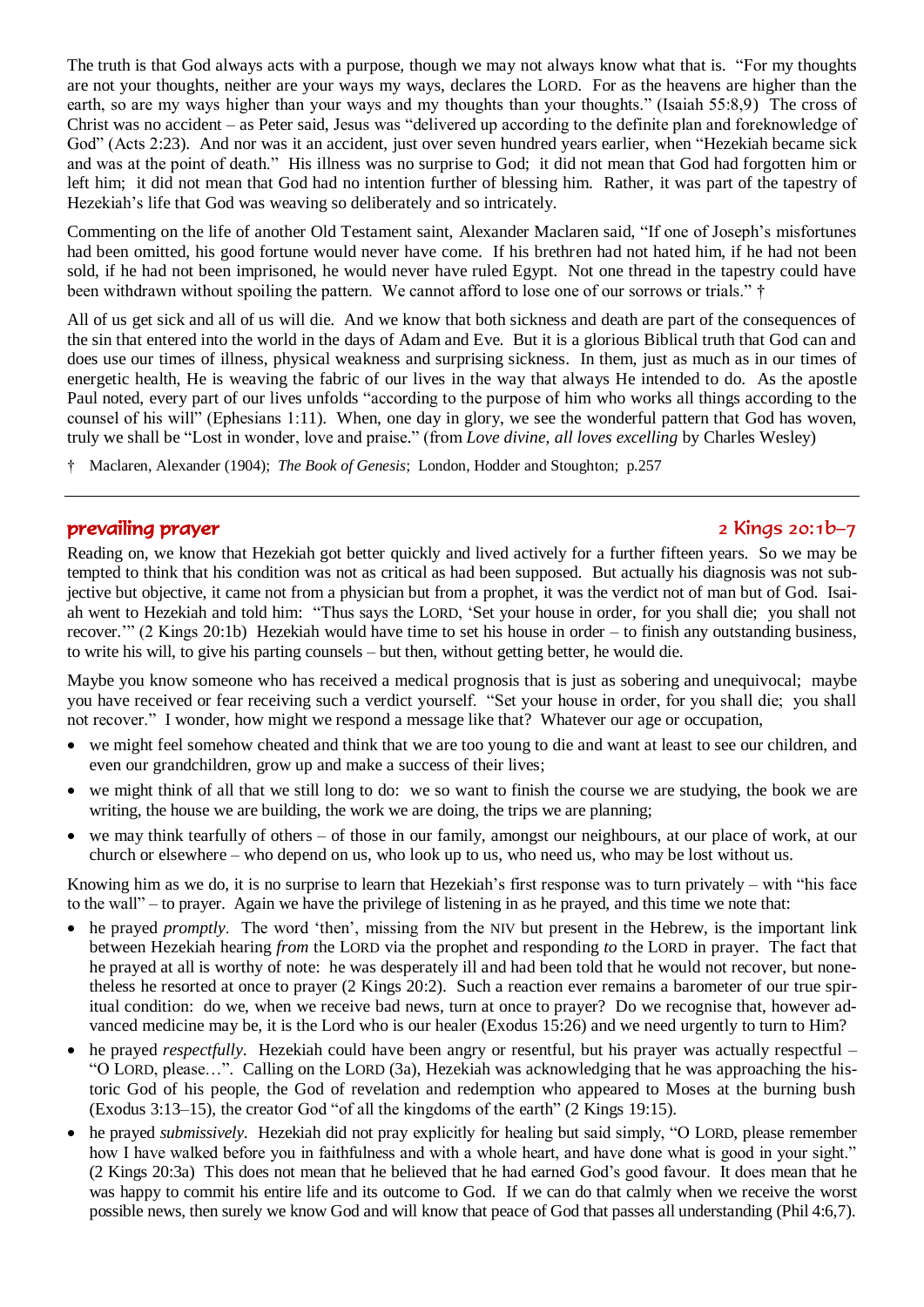The truth is that God always acts with a purpose, though we may not always know what that is. "For my thoughts are not your thoughts, neither are your ways my ways, declares the LORD. For as the heavens are higher than the earth, so are my ways higher than your ways and my thoughts than your thoughts." (Isaiah 55:8,9) The cross of Christ was no accident – as Peter said, Jesus was "delivered up according to the definite plan and foreknowledge of God" (Acts 2:23). And nor was it an accident, just over seven hundred years earlier, when "Hezekiah became sick and was at the point of death." His illness was no surprise to God; it did not mean that God had forgotten him or left him; it did not mean that God had no intention further of blessing him. Rather, it was part of the tapestry of Hezekiah's life that God was weaving so deliberately and so intricately.

Commenting on the life of another Old Testament saint, Alexander Maclaren said, "If one of Joseph's misfortunes had been omitted, his good fortune would never have come. If his brethren had not hated him, if he had not been sold, if he had not been imprisoned, he would never have ruled Egypt. Not one thread in the tapestry could have been withdrawn without spoiling the pattern. We cannot afford to lose one of our sorrows or trials." †

All of us get sick and all of us will die. And we know that both sickness and death are part of the consequences of the sin that entered into the world in the days of Adam and Eve. But it is a glorious Biblical truth that God can and does use our times of illness, physical weakness and surprising sickness. In them, just as much as in our times of energetic health, He is weaving the fabric of our lives in the way that always He intended to do. As the apostle Paul noted, every part of our lives unfolds "according to the purpose of him who works all things according to the counsel of his will" (Ephesians 1:11). When, one day in glory, we see the wonderful pattern that God has woven, truly we shall be "Lost in wonder, love and praise." (from *Love divine, all loves excelling* by Charles Wesley)

† Maclaren, Alexander (1904); *The Book of Genesis*; London, Hodder and Stoughton; p.257

---

## prevailing prayer — 2 Kings 20:1b–7

Reading on, we know that Hezekiah got better quickly and lived actively for a further fifteen years. So we may be tempted to think that his condition was not as critical as had been supposed. But actually his diagnosis was not subjective but objective, it came not from a physician but from a prophet, it was the verdict not of man but of God. Isaiah went to Hezekiah and told him: "Thus says the LORD, 'Set your house in order, for you shall die; you shall not recover.'" (2 Kings 20:1b) Hezekiah would have time to set his house in order – to finish any outstanding business, to write his will, to give his parting counsels – but then, without getting better, he would die.

Maybe you know someone who has received a medical prognosis that is just as sobering and unequivocal; maybe you have received or fear receiving such a verdict yourself. "Set your house in order, for you shall die; you shall not recover." I wonder, how might we respond a message like that? Whatever our age or occupation,

- we might feel somehow cheated and think that we are too young to die and want at least to see our children, and even our grandchildren, grow up and make a success of their lives;
- we might think of all that we still long to do: we so want to finish the course we are studying, the book we are writing, the house we are building, the work we are doing, the trips we are planning;
- we may think tearfully of others – of those in our family, amongst our neighbours, at our place of work, at our church or elsewhere – who depend on us, who look up to us, who need us, who may be lost without us.

Knowing him as we do, it is no surprise to learn that Hezekiah's first response was to turn privately – with "his face to the wall" – to prayer. Again we have the privilege of listening in as he prayed, and this time we note that:

- he prayed *promptly*. The word 'then', missing from the NIV but present in the Hebrew, is the important link between Hezekiah hearing *from* the LORD via the prophet and responding *to* the LORD in prayer. The fact that he prayed at all is worthy of note: he was desperately ill and had been told that he would not recover, but nonetheless he resorted at once to prayer (2 Kings 20:2). Such a reaction ever remains a barometer of our true spiritual condition: do we, when we receive bad news, turn at once to prayer? Do we recognise that, however advanced medicine may be, it is the Lord who is our healer (Exodus 15:26) and we need urgently to turn to Him?
- he prayed *respectfully*. Hezekiah could have been angry or resentful, but his prayer was actually respectful – "O LORD, please…". Calling on the LORD (3a), Hezekiah was acknowledging that he was approaching the historic God of his people, the God of revelation and redemption who appeared to Moses at the burning bush (Exodus 3:13–15), the creator God "of all the kingdoms of the earth" (2 Kings 19:15).
- he prayed *submissively*. Hezekiah did not pray explicitly for healing but said simply, "O LORD, please remember how I have walked before you in faithfulness and with a whole heart, and have done what is good in your sight." (2 Kings 20:3a) This does not mean that he believed that he had earned God's good favour. It does mean that he was happy to commit his entire life and its outcome to God. If we can do that calmly when we receive the worst possible news, then surely we know God and will know that peace of God that passes all understanding (Phil 4:6,7).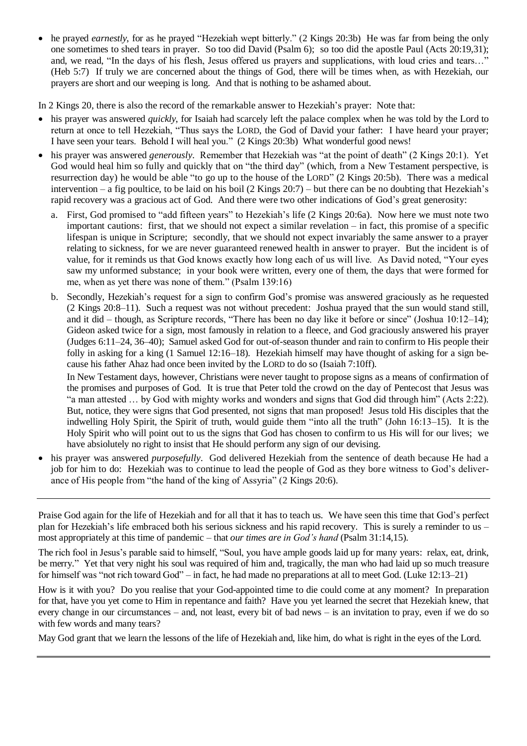- he prayed *earnestly*, for as he prayed "Hezekiah wept bitterly." (2 Kings 20:3b) He was far from being the only one sometimes to shed tears in prayer. So too did David (Psalm 6); so too did the apostle Paul (Acts 20:19,31); and, we read, "In the days of his flesh, Jesus offered us prayers and supplications, with loud cries and tears…" (Heb 5:7) If truly we are concerned about the things of God, there will be times when, as with Hezekiah, our prayers are short and our weeping is long. And that is nothing to be ashamed about.

In 2 Kings 20, there is also the record of the remarkable answer to Hezekiah's prayer: Note that:

- his prayer was answered *quickly*, for Isaiah had scarcely left the palace complex when he was told by the Lord to return at once to tell Hezekiah, "Thus says the LORD, the God of David your father: I have heard your prayer; I have seen your tears. Behold I will heal you." (2 Kings 20:3b) What wonderful good news!
- his prayer was answered *generously*. Remember that Hezekiah was "at the point of death" (2 Kings 20:1). Yet God would heal him so fully and quickly that on "the third day" (which, from a New Testament perspective, is resurrection day) he would be able "to go up to the house of the LORD" (2 Kings 20:5b). There was a medical intervention – a fig poultice, to be laid on his boil (2 Kings 20:7) – but there can be no doubting that Hezekiah's rapid recovery was a gracious act of God. And there were two other indications of God's great generosity:
    a. First, God promised to "add fifteen years" to Hezekiah's life (2 Kings 20:6a). Now here we must note two important cautions: first, that we should not expect a similar revelation – in fact, this promise of a specific lifespan is unique in Scripture; secondly, that we should not expect invariably the same answer to a prayer relating to sickness, for we are never guaranteed renewed health in answer to prayer. But the incident is of value, for it reminds us that God knows exactly how long each of us will live. As David noted, "Your eyes saw my unformed substance; in your book were written, every one of them, the days that were formed for me, when as yet there was none of them." (Psalm 139:16)
    b. Secondly, Hezekiah's request for a sign to confirm God's promise was answered graciously as he requested (2 Kings 20:8–11). Such a request was not without precedent: Joshua prayed that the sun would stand still, and it did – though, as Scripture records, "There has been no day like it before or since" (Joshua 10:12–14); Gideon asked twice for a sign, most famously in relation to a fleece, and God graciously answered his prayer (Judges 6:11–24, 36–40); Samuel asked God for out-of-season thunder and rain to confirm to His people their folly in asking for a king (1 Samuel 12:16–18). Hezekiah himself may have thought of asking for a sign because his father Ahaz had once been invited by the LORD to do so (Isaiah 7:10ff).

       In New Testament days, however, Christians were never taught to propose signs as a means of confirmation of the promises and purposes of God. It is true that Peter told the crowd on the day of Pentecost that Jesus was "a man attested … by God with mighty works and wonders and signs that God did through him" (Acts 2:22). But, notice, they were signs that God presented, not signs that man proposed! Jesus told His disciples that the indwelling Holy Spirit, the Spirit of truth, would guide them "into all the truth" (John 16:13–15). It is the Holy Spirit who will point out to us the signs that God has chosen to confirm to us His will for our lives; we have absiolutely no right to insist that He should perform any sign of our devising.
- his prayer was answered *purposefully*. God delivered Hezekiah from the sentence of death because He had a job for him to do: Hezekiah was to continue to lead the people of God as they bore witness to God's deliverance of His people from "the hand of the king of Assyria" (2 Kings 20:6).

---

Praise God again for the life of Hezekiah and for all that it has to teach us. We have seen this time that God's perfect plan for Hezekiah's life embraced both his serious sickness and his rapid recovery. This is surely a reminder to us – most appropriately at this time of pandemic – that *our times are in God's hand* (Psalm 31:14,15).

The rich fool in Jesus's parable said to himself, "Soul, you have ample goods laid up for many years: relax, eat, drink, be merry." Yet that very night his soul was required of him and, tragically, the man who had laid up so much treasure for himself was "not rich toward God" – in fact, he had made no preparations at all to meet God. (Luke 12:13–21)

How is it with you? Do you realise that your God-appointed time to die could come at any moment? In preparation for that, have you yet come to Him in repentance and faith? Have you yet learned the secret that Hezekiah knew, that every change in our circumstances – and, not least, every bit of bad news – is an invitation to pray, even if we do so with few words and many tears?

May God grant that we learn the lessons of the life of Hezekiah and, like him, do what is right in the eyes of the Lord.